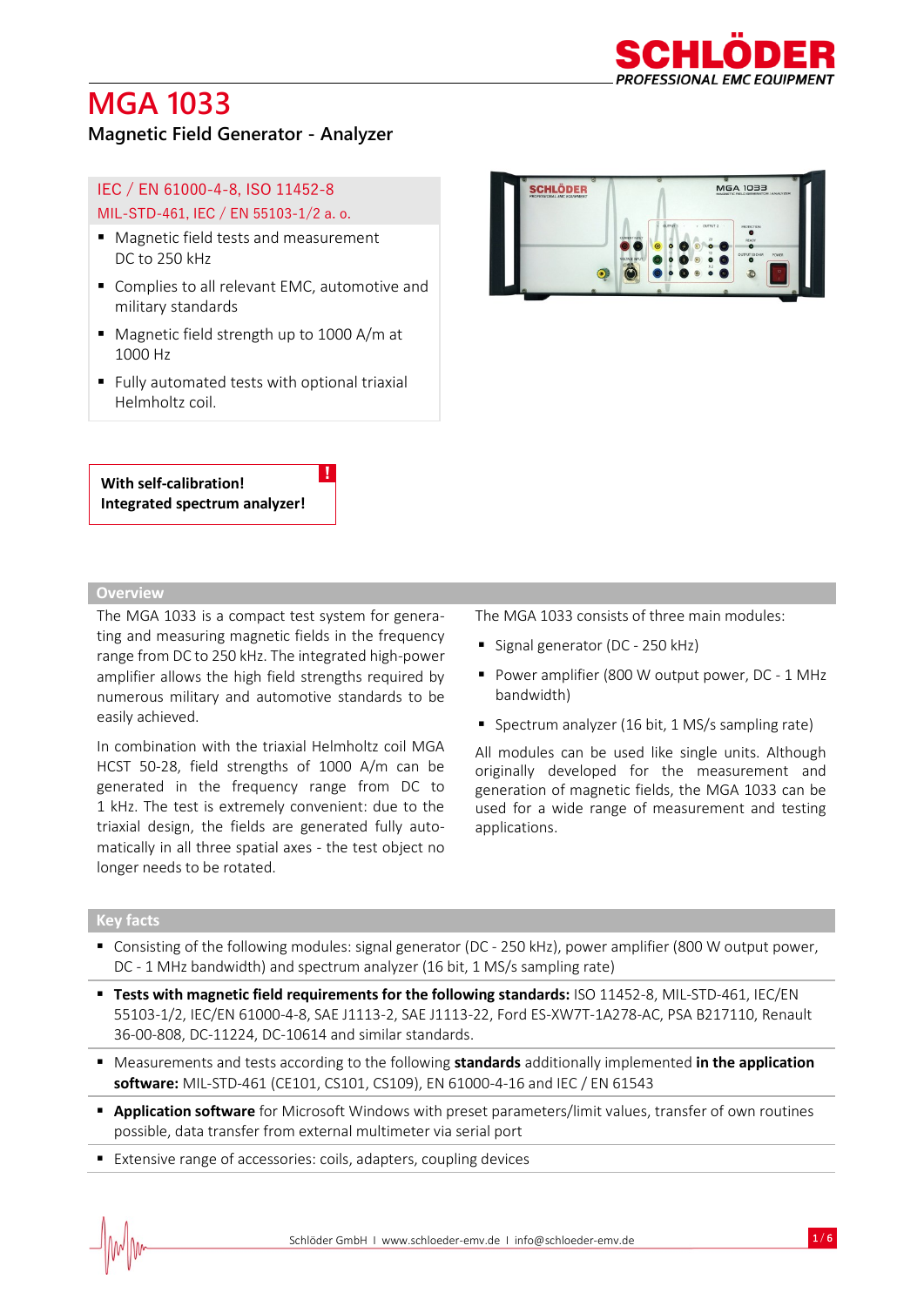# MGA 1033

## Magnetic Field Generator - Analyzer

IEC / EN 61000-4-8, ISO 11452-8
MIL-STD-461, IEC / EN 55103-1/2 a. o.

- Magnetic field tests and measurement DC to 250 kHz
- Complies to all relevant EMC, automotive and military standards
- Magnetic field strength up to 1000 A/m at 1000 Hz
- Fully automated tests with optional triaxial Helmholtz coil.

**With self-calibration!**
**Integrated spectrum analyzer!**

## Overview

The MGA 1033 is a compact test system for generating and measuring magnetic fields in the frequency range from DC to 250 kHz. The integrated high-power amplifier allows the high field strengths required by numerous military and automotive standards to be easily achieved.

In combination with the triaxial Helmholtz coil MGA HCST 50-28, field strengths of 1000 A/m can be generated in the frequency range from DC to 1 kHz. The test is extremely convenient: due to the triaxial design, the fields are generated fully automatically in all three spatial axes - the test object no longer needs to be rotated.

The MGA 1033 consists of three main modules:

- Signal generator (DC - 250 kHz)
- Power amplifier (800 W output power, DC - 1 MHz bandwidth)
- Spectrum analyzer (16 bit, 1 MS/s sampling rate)

All modules can be used like single units. Although originally developed for the measurement and generation of magnetic fields, the MGA 1033 can be used for a wide range of measurement and testing applications.

## Key facts

- Consisting of the following modules: signal generator (DC - 250 kHz), power amplifier (800 W output power, DC - 1 MHz bandwidth) and spectrum analyzer (16 bit, 1 MS/s sampling rate)
- **Tests with magnetic field requirements for the following standards:** ISO 11452-8, MIL-STD-461, IEC/EN 55103-1/2, IEC/EN 61000-4-8, SAE J1113-2, SAE J1113-22, Ford ES-XW7T-1A278-AC, PSA B217110, Renault 36-00-808, DC-11224, DC-10614 and similar standards.
- Measurements and tests according to the following **standards** additionally implemented **in the application software:** MIL-STD-461 (CE101, CS101, CS109), EN 61000-4-16 and IEC / EN 61543
- **Application software** for Microsoft Windows with preset parameters/limit values, transfer of own routines possible, data transfer from external multimeter via serial port
- Extensive range of accessories: coils, adapters, coupling devices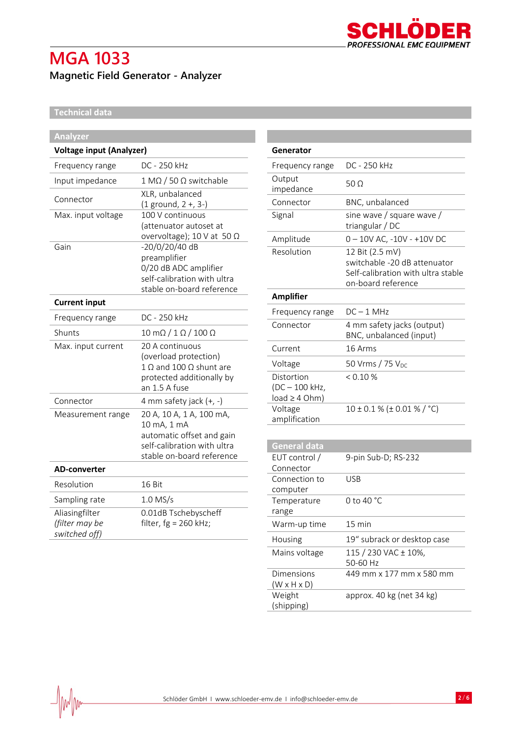# MGA 1033

**Magnetic Field Generator - Analyzer**

## Technical data

### Analyzer

| **Voltage input (Analyzer)** | |
|---|---|
| Frequency range | DC - 250 kHz |
| Input impedance | 1 MΩ / 50 Ω switchable |
| Connector | XLR, unbalanced (1 ground, 2 +, 3-) |
| Max. input voltage | 100 V continuous (attenuator autoset at overvoltage); 10 V at 50 Ω |
| Gain | -20/0/20/40 dB preamplifier 0/20 dB ADC amplifier self-calibration with ultra stable on-board reference |
| **Current input** | |
| Frequency range | DC - 250 kHz |
| Shunts | 10 mΩ / 1 Ω / 100 Ω |
| Max. input current | 20 A continuous (overload protection) 1 Ω and 100 Ω shunt are protected additionally by an 1.5 A fuse |
| Connector | 4 mm safety jack (+, -) |
| Measurement range | 20 A, 10 A, 1 A, 100 mA, 10 mA, 1 mA automatic offset and gain self-calibration with ultra stable on-board reference |
| **AD-converter** | |
| Resolution | 16 Bit |
| Sampling rate | 1.0 MS/s |
| Aliasingfilter *(filter may be switched off)* | 0.01dB Tschebyscheff filter, fg = 260 kHz; |

| **Generator** | |
|---|---|
| Frequency range | DC - 250 kHz |
| Output impedance | 50 Ω |
| Connector | BNC, unbalanced |
| Signal | sine wave / square wave / triangular / DC |
| Amplitude | 0 – 10V AC, -10V - +10V DC |
| Resolution | 12 Bit (2.5 mV) switchable -20 dB attenuator Self-calibration with ultra stable on-board reference |
| **Amplifier** | |
| Frequency range | DC – 1 MHz |
| Connector | 4 mm safety jacks (output) BNC, unbalanced (input) |
| Current | 16 Arms |
| Voltage | 50 Vrms / 75 $V_{DC}$ |
| Distortion (DC – 100 kHz, load ≥ 4 Ohm) | < 0.10 % |
| Voltage amplification | 10 ± 0.1 % (± 0.01 % / °C) |

### General data

| | |
|---|---|
| EUT control / Connector | 9-pin Sub-D; RS-232 |
| Connection to computer | USB |
| Temperature range | 0 to 40 °C |
| Warm-up time | 15 min |
| Housing | 19" subrack or desktop case |
| Mains voltage | 115 / 230 VAC ± 10%, 50-60 Hz |
| Dimensions (W x H x D) | 449 mm x 177 mm x 580 mm |
| Weight (shipping) | approx. 40 kg (net 34 kg) |

Schlöder GmbH I www.schloeder-emv.de I info@schloeder-emv.de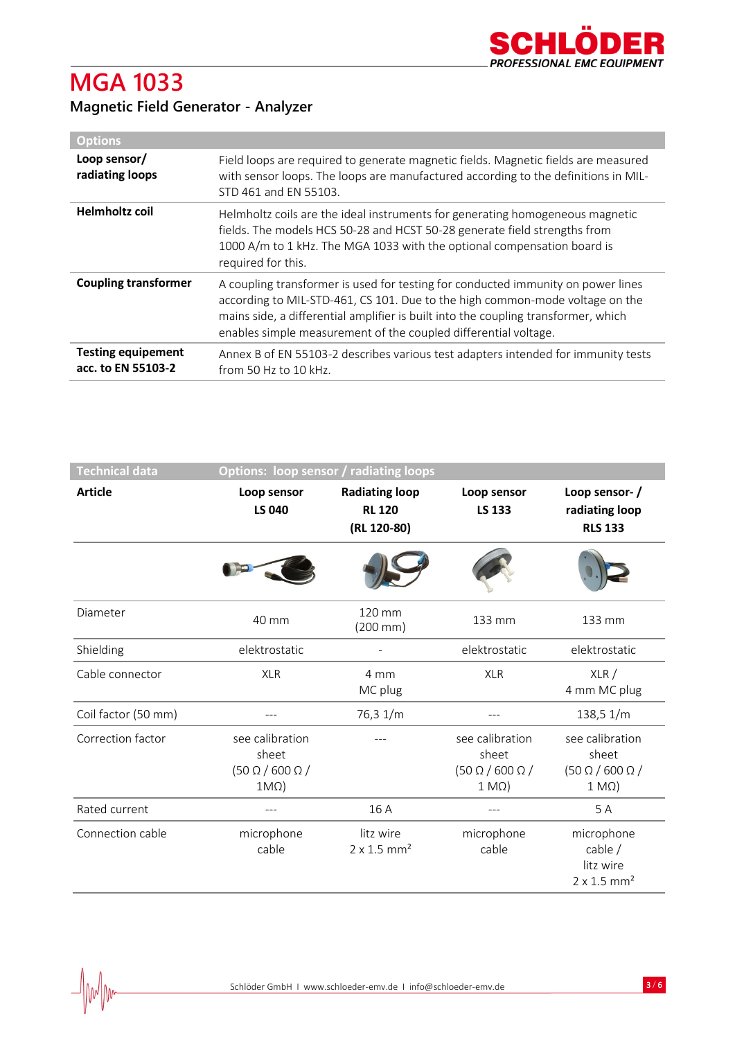# MGA 1033

## Magnetic Field Generator - Analyzer

| Options | |
|---|---|
| **Loop sensor/ radiating loops** | Field loops are required to generate magnetic fields. Magnetic fields are measured with sensor loops. The loops are manufactured according to the definitions in MIL-STD 461 and EN 55103. |
| **Helmholtz coil** | Helmholtz coils are the ideal instruments for generating homogeneous magnetic fields. The models HCS 50-28 and HCST 50-28 generate field strengths from 1000 A/m to 1 kHz. The MGA 1033 with the optional compensation board is required for this. |
| **Coupling transformer** | A coupling transformer is used for testing for conducted immunity on power lines according to MIL-STD-461, CS 101. Due to the high common-mode voltage on the mains side, a differential amplifier is built into the coupling transformer, which enables simple measurement of the coupled differential voltage. |
| **Testing equipement acc. to EN 55103-2** | Annex B of EN 55103-2 describes various test adapters intended for immunity tests from 50 Hz to 10 kHz. |

| Technical data | Options: loop sensor / radiating loops | | | |
|---|---|---|---|---|
| **Article** | **Loop sensor LS 040** | **Radiating loop RL 120 (RL 120-80)** | **Loop sensor LS 133** | **Loop sensor- / radiating loop RLS 133** |
| Diameter | 40 mm | 120 mm (200 mm) | 133 mm | 133 mm |
| Shielding | elektrostatic | - | elektrostatic | elektrostatic |
| Cable connector | XLR | 4 mm MC plug | XLR | XLR / 4 mm MC plug |
| Coil factor (50 mm) | --- | 76,3 1/m | --- | 138,5 1/m |
| Correction factor | see calibration sheet (50 Ω / 600 Ω / 1MΩ) | --- | see calibration sheet (50 Ω / 600 Ω / 1 MΩ) | see calibration sheet (50 Ω / 600 Ω / 1 MΩ) |
| Rated current | --- | 16 A | --- | 5 A |
| Connection cable | microphone cable | litz wire 2 x 1.5 mm² | microphone cable | microphone cable / litz wire 2 x 1.5 mm² |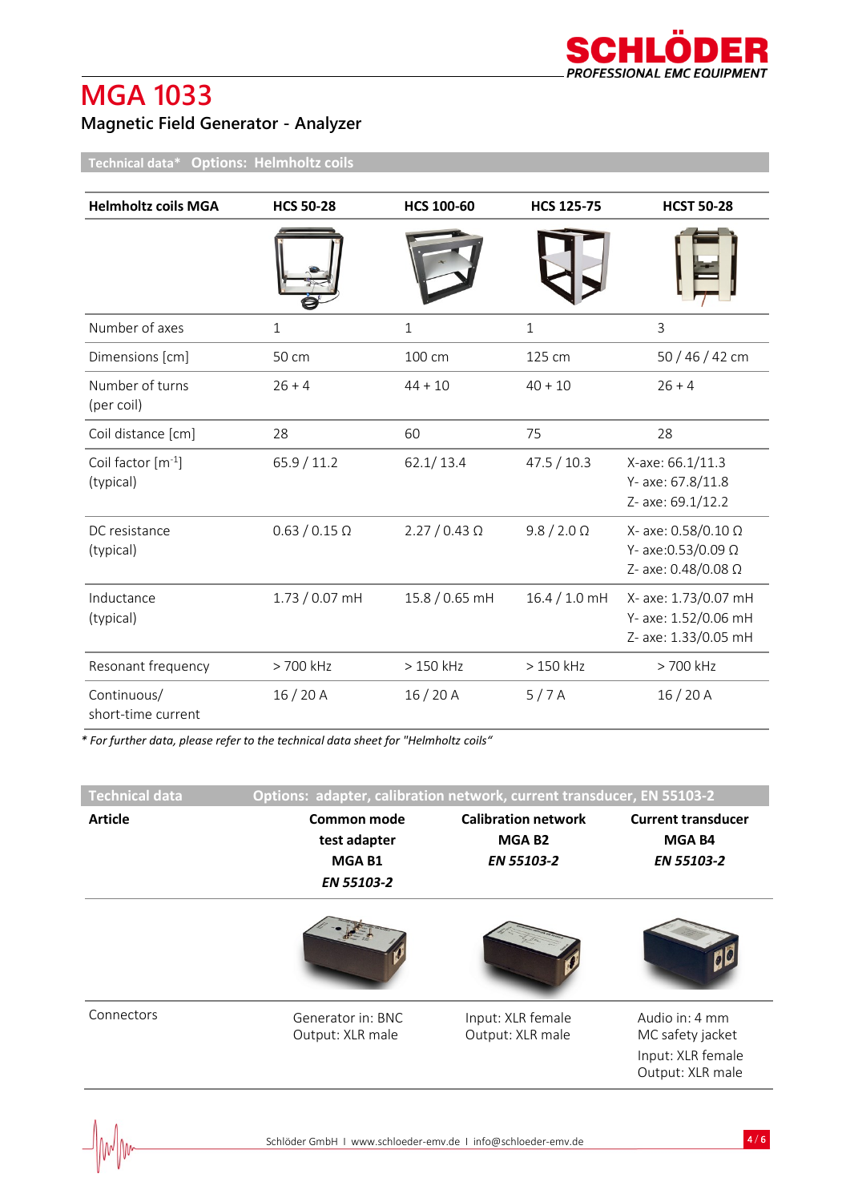# MGA 1033

## Magnetic Field Generator - Analyzer

**Technical data\*  Options: Helmholtz coils**

| Helmholtz coils MGA | HCS 50-28 | HCS 100-60 | HCS 125-75 | HCST 50-28 |
|---|---|---|---|---|
| Number of axes | 1 | 1 | 1 | 3 |
| Dimensions [cm] | 50 cm | 100 cm | 125 cm | 50 / 46 / 42 cm |
| Number of turns (per coil) | 26 + 4 | 44 + 10 | 40 + 10 | 26 + 4 |
| Coil distance [cm] | 28 | 60 | 75 | 28 |
| Coil factor [$m^{-1}$] (typical) | 65.9 / 11.2 | 62.1/ 13.4 | 47.5 / 10.3 | X-axe: 66.1/11.3<br>Y- axe: 67.8/11.8<br>Z- axe: 69.1/12.2 |
| DC resistance (typical) | 0.63 / 0.15 Ω | 2.27 / 0.43 Ω | 9.8 / 2.0 Ω | X- axe: 0.58/0.10 Ω<br>Y- axe:0.53/0.09 Ω<br>Z- axe: 0.48/0.08 Ω |
| Inductance (typical) | 1.73 / 0.07 mH | 15.8 / 0.65 mH | 16.4 / 1.0 mH | X- axe: 1.73/0.07 mH<br>Y- axe: 1.52/0.06 mH<br>Z- axe: 1.33/0.05 mH |
| Resonant frequency | > 700 kHz | > 150 kHz | > 150 kHz | > 700 kHz |
| Continuous/ short-time current | 16 / 20 A | 16 / 20 A | 5 / 7 A | 16 / 20 A |

*\* For further data, please refer to the technical data sheet for "Helmholtz coils"*

**Technical data  Options: adapter, calibration network, current transducer, EN 55103-2**

| Article | Common mode test adapter MGA B1 *EN 55103-2* | Calibration network MGA B2 *EN 55103-2* | Current transducer MGA B4 *EN 55103-2* |
|---|---|---|---|
| Connectors | Generator in: BNC<br>Output: XLR male | Input: XLR female<br>Output: XLR male | Audio in: 4 mm MC safety jacket<br>Input: XLR female<br>Output: XLR male |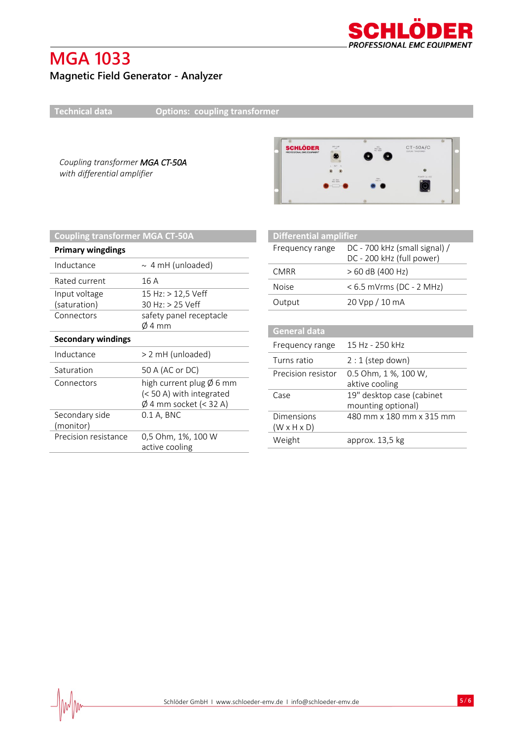# MGA 1033

## Magnetic Field Generator - Analyzer

**Technical data** — **Options: coupling transformer**

*Coupling transformer* ***MGA CT-50A***
*with differential amplifier*

| Coupling transformer MGA CT-50A | |
|---|---|
| **Primary wingdings** | |
| Inductance | ~ 4 mH (unloaded) |
| Rated current | 16 A |
| Input voltage (saturation) | 15 Hz: > 12,5 Veff<br>30 Hz: > 25 Veff |
| Connectors | safety panel receptacle Ø 4 mm |
| **Secondary windings** | |
| Inductance | > 2 mH (unloaded) |
| Saturation | 50 A (AC or DC) |
| Connectors | high current plug Ø 6 mm (< 50 A) with integrated Ø 4 mm socket (< 32 A) |
| Secondary side (monitor) | 0.1 A, BNC |
| Precision resistance | 0,5 Ohm, 1%, 100 W active cooling |

| Differential amplifier | |
|---|---|
| Frequency range | DC - 700 kHz (small signal) /<br>DC - 200 kHz (full power) |
| CMRR | > 60 dB (400 Hz) |
| Noise | < 6.5 mVrms (DC - 2 MHz) |
| Output | 20 Vpp / 10 mA |

| General data | |
|---|---|
| Frequency range | 15 Hz - 250 kHz |
| Turns ratio | 2 : 1 (step down) |
| Precision resistor | 0.5 Ohm, 1 %, 100 W, aktive cooling |
| Case | 19" desktop case (cabinet mounting optional) |
| Dimensions (W x H x D) | 480 mm x 180 mm x 315 mm |
| Weight | approx. 13,5 kg |

Schlöder GmbH I www.schloeder-emv.de I info@schloeder-emv.de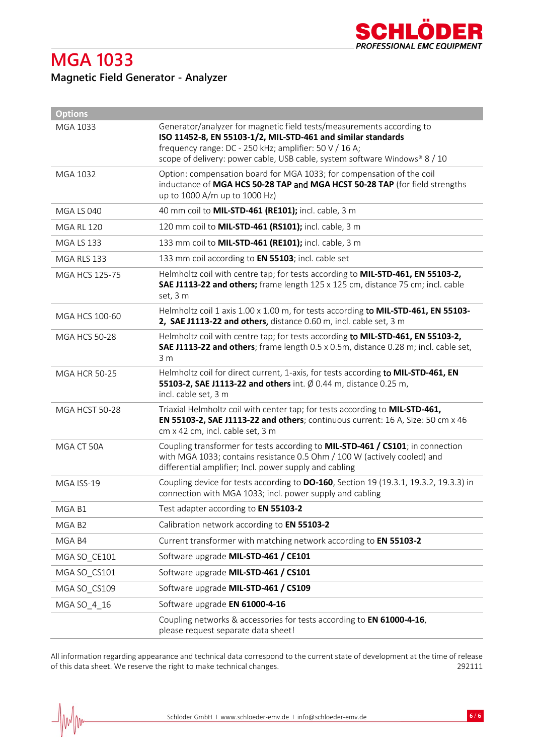# MGA 1033

## Magnetic Field Generator - Analyzer

| Options | |
|---|---|
| MGA 1033 | Generator/analyzer for magnetic field tests/measurements according to **ISO 11452-8, EN 55103-1/2, MIL-STD-461 and similar standards** frequency range: DC - 250 kHz; amplifier: 50 V / 16 A; scope of delivery: power cable, USB cable, system software Windows® 8 / 10 |
| MGA 1032 | Option: compensation board for MGA 1033; for compensation of the coil inductance of **MGA HCS 50-28 TAP** and **MGA HCST 50-28 TAP** (for field strengths up to 1000 A/m up to 1000 Hz) |
| MGA LS 040 | 40 mm coil to **MIL-STD-461 (RE101);** incl. cable, 3 m |
| MGA RL 120 | 120 mm coil to **MIL-STD-461 (RS101);** incl. cable, 3 m |
| MGA LS 133 | 133 mm coil to **MIL-STD-461 (RE101);** incl. cable, 3 m |
| MGA RLS 133 | 133 mm coil according to **EN 55103**; incl. cable set |
| MGA HCS 125-75 | Helmholtz coil with centre tap; for tests according to **MIL-STD-461, EN 55103-2, SAE J1113-22 and others;** frame length 125 x 125 cm, distance 75 cm; incl. cable set, 3 m |
| MGA HCS 100-60 | Helmholtz coil 1 axis 1.00 x 1.00 m, for tests according **to MIL-STD-461, EN 55103-2, SAE J1113-22 and others,** distance 0.60 m, incl. cable set, 3 m |
| MGA HCS 50-28 | Helmholtz coil with centre tap; for tests according **to MIL-STD-461, EN 55103-2, SAE J1113-22 and others**; frame length 0.5 x 0.5m, distance 0.28 m; incl. cable set, 3 m |
| MGA HCR 50-25 | Helmholtz coil for direct current, 1-axis, for tests according **to MIL-STD-461, EN 55103-2, SAE J1113-22 and others** int. Ø 0.44 m, distance 0.25 m, incl. cable set, 3 m |
| MGA HCST 50-28 | Triaxial Helmholtz coil with center tap; for tests according to **MIL-STD-461, EN 55103-2, SAE J1113-22 and others**; continuous current: 16 A, Size: 50 cm x 46 cm x 42 cm, incl. cable set, 3 m |
| MGA CT 50A | Coupling transformer for tests according to **MIL-STD-461 / CS101**; in connection with MGA 1033; contains resistance 0.5 Ohm / 100 W (actively cooled) and differential amplifier; Incl. power supply and cabling |
| MGA ISS-19 | Coupling device for tests according to **DO-160**, Section 19 (19.3.1, 19.3.2, 19.3.3) in connection with MGA 1033; incl. power supply and cabling |
| MGA B1 | Test adapter according to **EN 55103-2** |
| MGA B2 | Calibration network according to **EN 55103-2** |
| MGA B4 | Current transformer with matching network according to **EN 55103-2** |
| MGA SO_CE101 | Software upgrade **MIL-STD-461 / CE101** |
| MGA SO_CS101 | Software upgrade **MIL-STD-461 / CS101** |
| MGA SO_CS109 | Software upgrade **MIL-STD-461 / CS109** |
| MGA SO_4_16 | Software upgrade **EN 61000-4-16** |
| | Coupling networks & accessories for tests according to **EN 61000-4-16**, please request separate data sheet! |

All information regarding appearance and technical data correspond to the current state of development at the time of release of this data sheet. We reserve the right to make technical changes. 292111

Schlöder GmbH I www.schloeder-emv.de I info@schloeder-emv.de